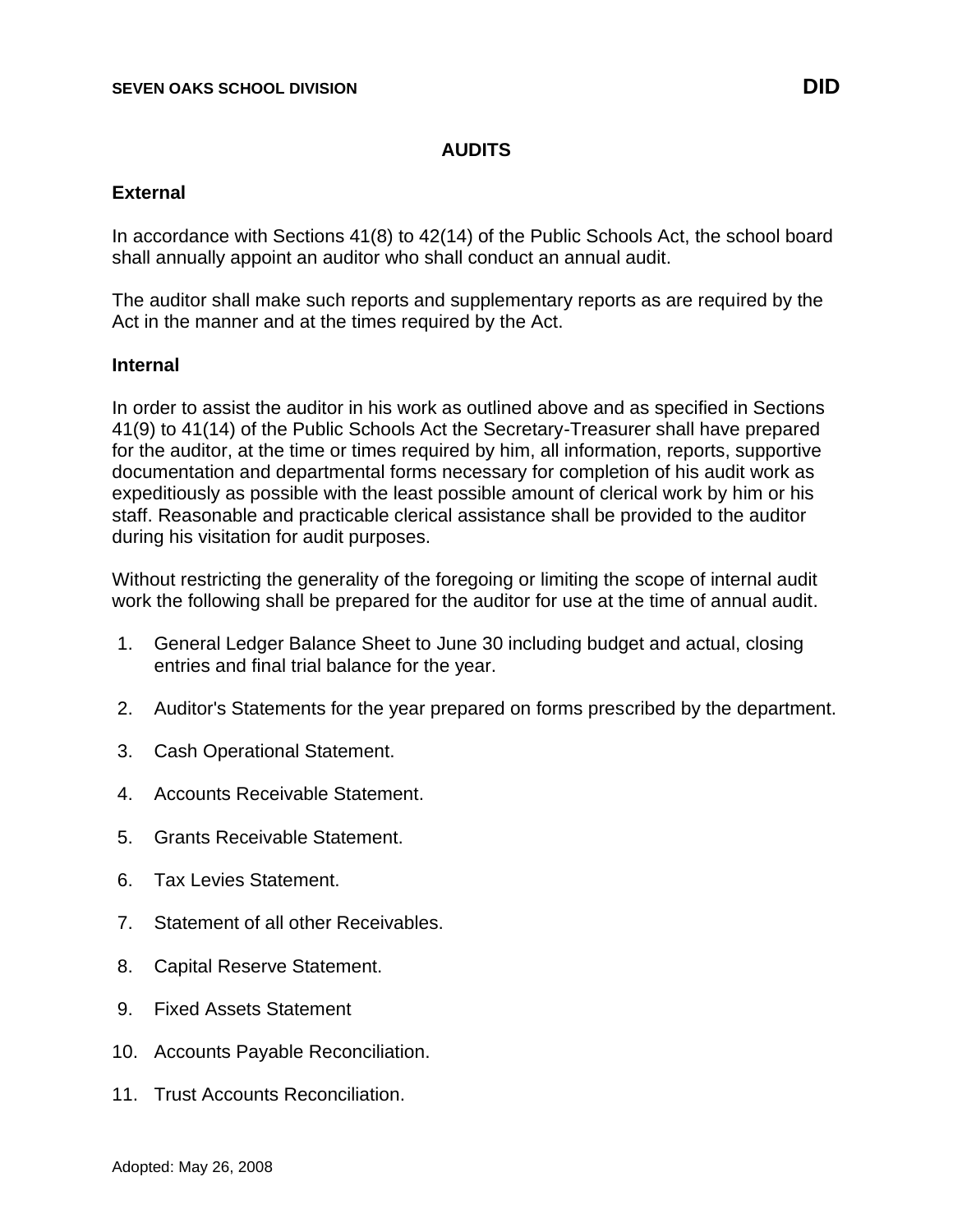**SEVEN OAKS SCHOOL DIVISION** **DID**

# AUDITS

## External

In accordance with Sections 41(8) to 42(14) of the Public Schools Act, the school board shall annually appoint an auditor who shall conduct an annual audit.

The auditor shall make such reports and supplementary reports as are required by the Act in the manner and at the times required by the Act.

## Internal

In order to assist the auditor in his work as outlined above and as specified in Sections 41(9) to 41(14) of the Public Schools Act the Secretary-Treasurer shall have prepared for the auditor, at the time or times required by him, all information, reports, supportive documentation and departmental forms necessary for completion of his audit work as expeditiously as possible with the least possible amount of clerical work by him or his staff. Reasonable and practicable clerical assistance shall be provided to the auditor during his visitation for audit purposes.

Without restricting the generality of the foregoing or limiting the scope of internal audit work the following shall be prepared for the auditor for use at the time of annual audit.

1. General Ledger Balance Sheet to June 30 including budget and actual, closing entries and final trial balance for the year.
2. Auditor's Statements for the year prepared on forms prescribed by the department.
3. Cash Operational Statement.
4. Accounts Receivable Statement.
5. Grants Receivable Statement.
6. Tax Levies Statement.
7. Statement of all other Receivables.
8. Capital Reserve Statement.
9. Fixed Assets Statement
10. Accounts Payable Reconciliation.
11. Trust Accounts Reconciliation.

Adopted: May 26, 2008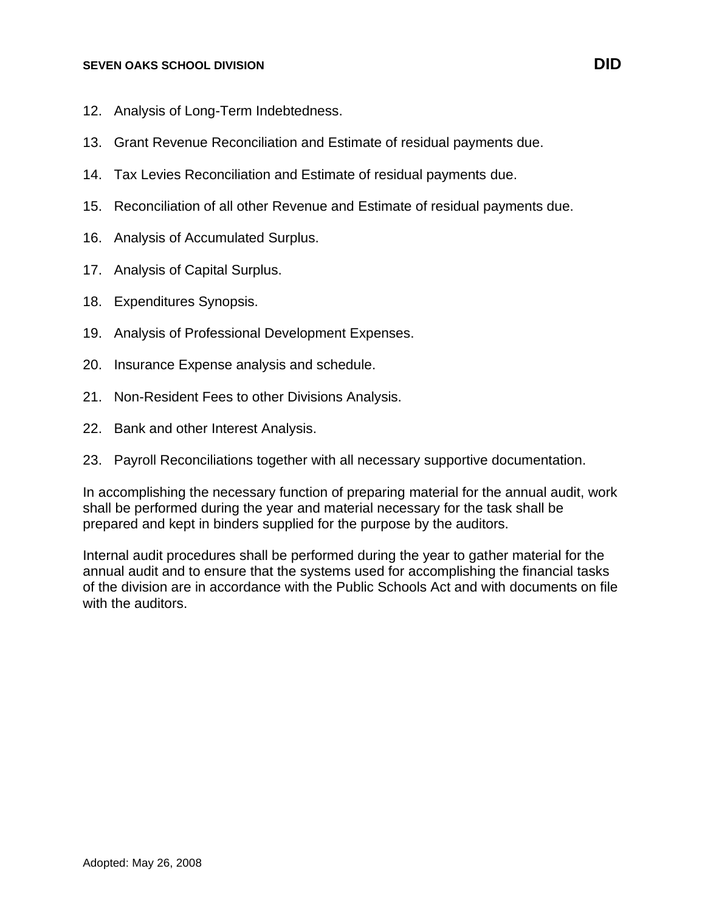12. Analysis of Long-Term Indebtedness.

13. Grant Revenue Reconciliation and Estimate of residual payments due.

14. Tax Levies Reconciliation and Estimate of residual payments due.

15. Reconciliation of all other Revenue and Estimate of residual payments due.

16. Analysis of Accumulated Surplus.

17. Analysis of Capital Surplus.

18. Expenditures Synopsis.

19. Analysis of Professional Development Expenses.

20. Insurance Expense analysis and schedule.

21. Non-Resident Fees to other Divisions Analysis.

22. Bank and other Interest Analysis.

23. Payroll Reconciliations together with all necessary supportive documentation.

In accomplishing the necessary function of preparing material for the annual audit, work shall be performed during the year and material necessary for the task shall be prepared and kept in binders supplied for the purpose by the auditors.

Internal audit procedures shall be performed during the year to gather material for the annual audit and to ensure that the systems used for accomplishing the financial tasks of the division are in accordance with the Public Schools Act and with documents on file with the auditors.

Adopted: May 26, 2008